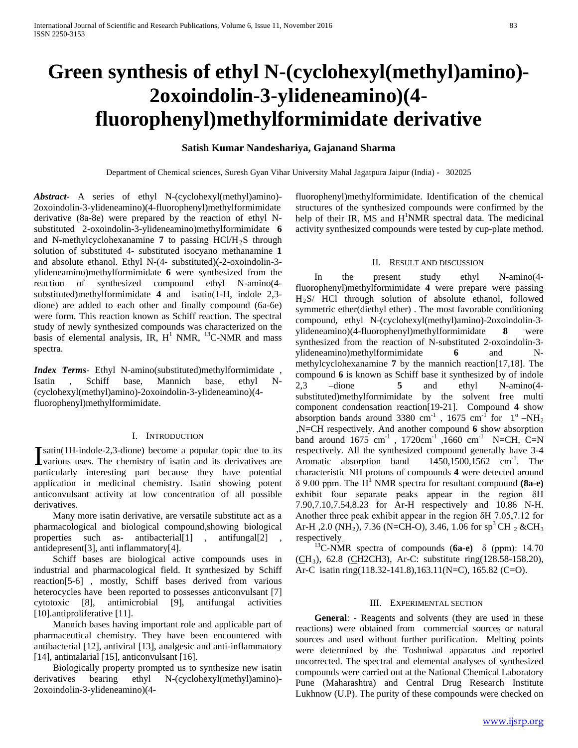# Green synthesis of ethyl N-(cyclohexyl(methyl)amino)-2oxoindolin-3-ylideneamino)(4-fluorophenyl)methylformimidate derivative

**Satish Kumar Nandeshariya, Gajanand Sharma**

Department of Chemical sciences, Suresh Gyan Vihar University Mahal Jagatpura Jaipur (India) - 302025

***Abstract-*** A series of ethyl N-(cyclohexyl(methyl)amino)-2oxoindolin-3-ylideneamino)(4-fluorophenyl)methylformimidate derivative (8a-8e) were prepared by the reaction of ethyl N-substituted 2-oxoindolin-3-ylideneamino)methylformimidate **6** and N-methylcyclohexanamine **7** to passing $HCl/H_2S$ through solution of substituted 4- substituted isocyano methanamine **1** and absolute ethanol. Ethyl N-(4- substituted)(-2-oxoindolin-3-ylideneamino)methylformimidate **6** were synthesized from the reaction of synthesized compound ethyl N-amino(4-substituted)methylformimidate **4** and isatin(1-H, indole 2,3-dione) are added to each other and finally compound (6a-6e) were form. This reaction known as Schiff reaction. The spectral study of newly synthesized compounds was characterized on the basis of elemental analysis, IR, $H^1$ NMR, $^{13}$C-NMR and mass spectra.

***Index Terms-*** Ethyl N-amino(substituted)methylformimidate , Isatin , Schiff base, Mannich base, ethyl N-(cyclohexyl(methyl)amino)-2oxoindolin-3-ylideneamino)(4-fluorophenyl)methylformimidate.

## I. Introduction

Isatin(1H-indole-2,3-dione) become a popular topic due to its various uses. The chemistry of isatin and its derivatives are particularly interesting part because they have potential application in medicinal chemistry. Isatin showing potent anticonvulsant activity at low concentration of all possible derivatives.

Many more isatin derivative, are versatile substitute act as a pharmacological and biological compound,showing biological properties such as- antibacterial[1] , antifungal[2] , antidepresent[3], anti inflammatory[4].

Schiff bases are biological active compounds uses in industrial and pharmacological field. It synthesized by Schiff reaction[5-6] , mostly, Schiff bases derived from various heterocycles have been reported to possesses anticonvulsant [7] cytotoxic [8], antimicrobial [9], antifungal activities [10].antiproliferative [11].

Mannich bases having important role and applicable part of pharmaceutical chemistry. They have been encountered with antibacterial [12], antiviral [13], analgesic and anti-inflammatory [14], antimalarial [15], anticonvulsant [16].

Biologically property prompted us to synthesize new isatin derivatives bearing ethyl N-(cyclohexyl(methyl)amino)-2oxoindolin-3-ylideneamino)(4-fluorophenyl)methylformimidate. Identification of the chemical structures of the synthesized compounds were confirmed by the help of their IR, MS and $H^1$NMR spectral data. The medicinal activity synthesized compounds were tested by cup-plate method.

## II. Result and discussion

In the present study ethyl N-amino(4-fluorophenyl)methylformimidate **4** were prepare were passing $H_2S$/ HCl through solution of absolute ethanol, followed symmetric ether(diethyl ether) . The most favorable conditioning compound, ethyl N-(cyclohexyl(methyl)amino)-2oxoindolin-3-ylideneamino)(4-fluorophenyl)methylformimidate **8** were synthesized from the reaction of N-substituted 2-oxoindolin-3-ylideneamino)methylformimidate **6** and N-methylcyclohexanamine **7** by the mannich reaction[17,18]. The compound **6** is known as Schiff base it synthesized by of indole 2,3 –dione **5** and ethyl N-amino(4-substituted)methylformimidate by the solvent free multi component condensation reaction[19-21]. Compound **4** show absorption bands around 3380 $cm^{-1}$ , 1675 $cm^{-1}$ for $1^o$ –$NH_2$ ,N=CH respectively. And another compound **6** show absorption band around 1675 $cm^{-1}$ , 1720$cm^{-1}$ ,1660 $cm^{-1}$ N=CH, C=N respectively. All the synthesized compound generally have 3-4 Aromatic absorption band 1450,1500,1562 $cm^{-1}$. The characteristic NH protons of compounds **4** were detected around δ 9.00 ppm. The $H^1$ NMR spectra for resultant compound **(8a-e)** exhibit four separate peaks appear in the region δH 7.90,7.10,7.54,8.23 for Ar-H respectively and 10.86 N-H. Another three peak exhibit appear in the region δH 7.05,7.12 for Ar-H ,2.0 ($NH_2$), 7.36 (N=CH-O), 3.46, 1.06 for $sp^3$ $CH_2$ &$CH_3$ respectively.

$^{13}$C-NMR spectra of compounds (**6a-e)** δ (ppm): 14.70 ($\underline{C}H_3$), 62.8 ($\underline{C}H_2CH_3$), Ar-C: substitute ring(128.58-158.20), Ar-C isatin ring(118.32-141.8),163.11(N=C), 165.82 (C=O).

## III. Experimental section

**General**: - Reagents and solvents (they are used in these reactions) were obtained from commercial sources or natural sources and used without further purification. Melting points were determined by the Toshniwal apparatus and reported uncorrected. The spectral and elemental analyses of synthesized compounds were carried out at the National Chemical Laboratory Pune (Maharashtra) and Central Drug Research Institute Lukhnow (U.P). The purity of these compounds were checked on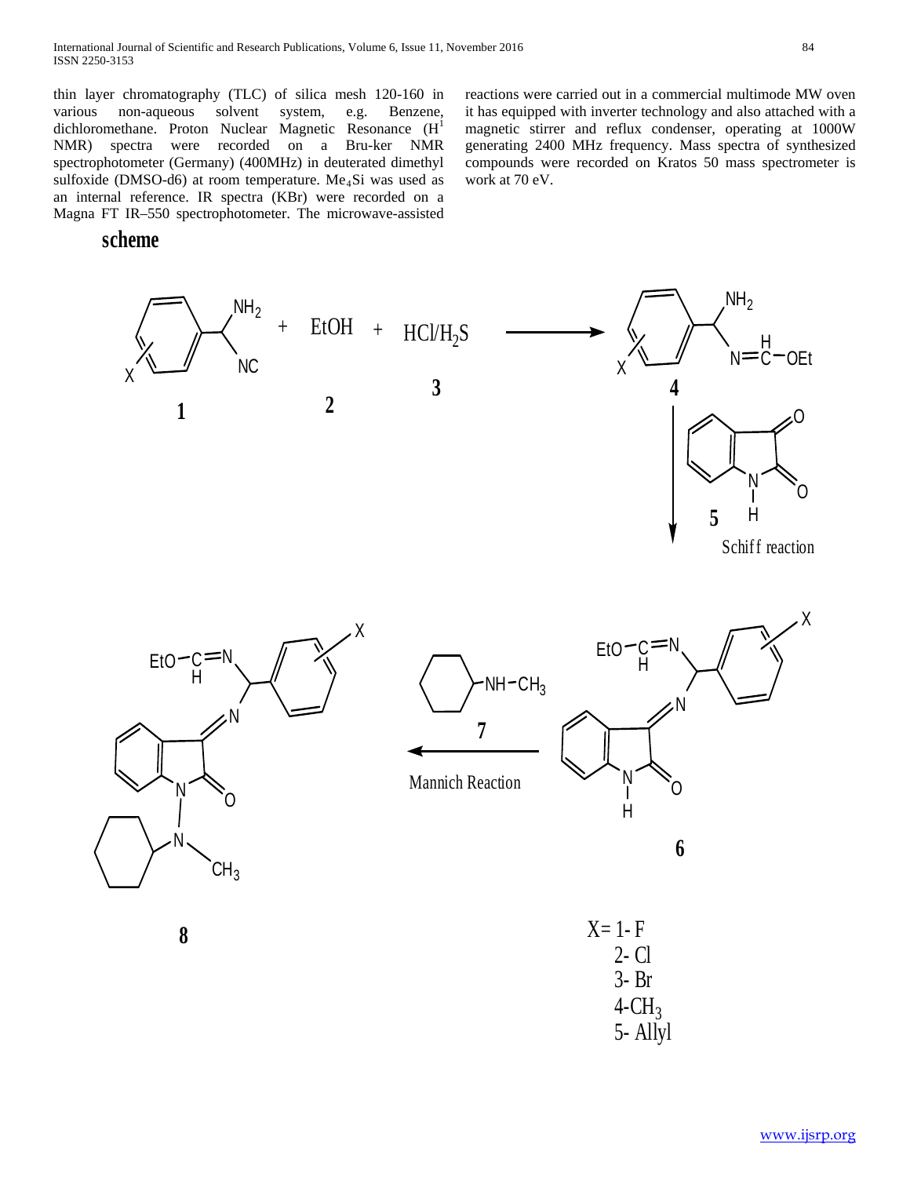thin layer chromatography (TLC) of silica mesh 120-160 in various non-aqueous solvent system, e.g. Benzene, dichloromethane. Proton Nuclear Magnetic Resonance ($H^1$ NMR) spectra were recorded on a Bru-ker NMR spectrophotometer (Germany) (400MHz) in deuterated dimethyl sulfoxide (DMSO-d6) at room temperature. $Me_4Si$ was used as an internal reference. IR spectra (KBr) were recorded on a Magna FT IR–550 spectrophotometer. The microwave-assisted reactions were carried out in a commercial multimode MW oven it has equipped with inverter technology and also attached with a magnetic stirrer and reflux condenser, operating at 1000W generating 2400 MHz frequency. Mass spectra of synthesized compounds were recorded on Kratos 50 mass spectrometer is work at 70 eV.

## scheme

1 + EtOH (2) + $HCl/H_2S$ (3) → 4

4 + 5 → (Schiff reaction) → 6

6 + 7 → (Mannich Reaction) → 8

X= 1- F
2- Cl
3- Br
4-$CH_3$
5- Allyl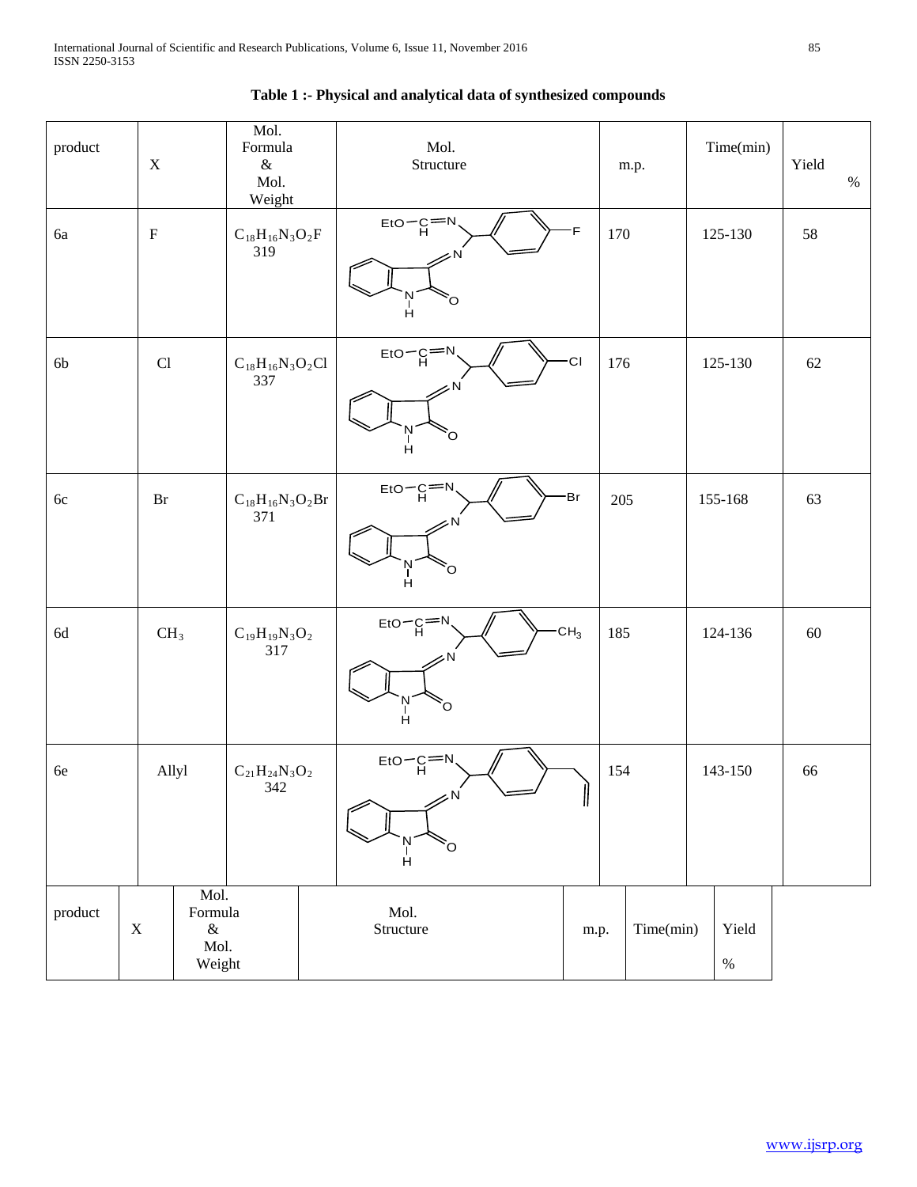**Table 1 :- Physical and analytical data of synthesized compounds**

| product | X | Mol. Formula & Mol. Weight | Mol. Structure | m.p. | Time(min) | Yield % |
|---|---|---|---|---|---|---|
| 6a | F | $C_{18}H_{16}N_3O_2F$ 319 | | 170 | 125-130 | 58 |
| 6b | Cl | $C_{18}H_{16}N_3O_2Cl$ 337 | | 176 | 125-130 | 62 |
| 6c | Br | $C_{18}H_{16}N_3O_2Br$ 371 | | 205 | 155-168 | 63 |
| 6d | $CH_3$ | $C_{19}H_{19}N_3O_2$ 317 | | 185 | 124-136 | 60 |
| 6e | Allyl | $C_{21}H_{24}N_3O_2$ 342 | | 154 | 143-150 | 66 |

| product | X | Mol. Formula & Mol. Weight | Mol. Structure | m.p. | Time(min) | Yield % |
|---|---|---|---|---|---|---|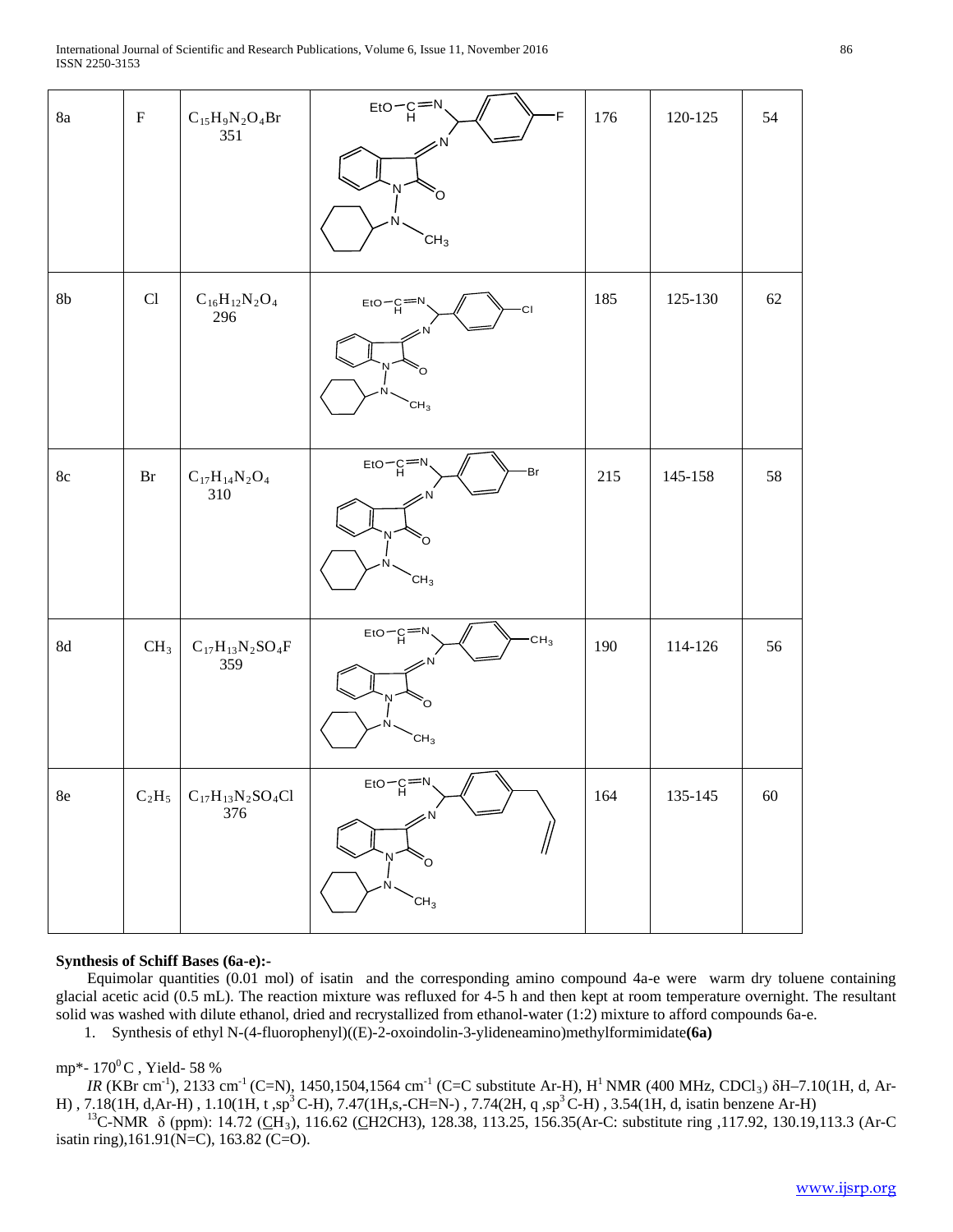| 8a | F | $C_{15}H_9N_2O_4Br$ 351 | | 176 | 120-125 | 54 |
|---|---|---|---|---|---|---|
| 8b | Cl | $C_{16}H_{12}N_2O_4$ 296 | | 185 | 125-130 | 62 |
| 8c | Br | $C_{17}H_{14}N_2O_4$ 310 | | 215 | 145-158 | 58 |
| 8d | $CH_3$ | $C_{17}H_{13}N_2SO_4F$ 359 | | 190 | 114-126 | 56 |
| 8e | $C_2H_5$ | $C_{17}H_{13}N_2SO_4Cl$ 376 | | 164 | 135-145 | 60 |

**Synthesis of Schiff Bases (6a-e):-**

Equimolar quantities (0.01 mol) of isatin and the corresponding amino compound 4a-e were warm dry toluene containing glacial acetic acid (0.5 mL). The reaction mixture was refluxed for 4-5 h and then kept at room temperature overnight. The resultant solid was washed with dilute ethanol, dried and recrystallized from ethanol-water (1:2) mixture to afford compounds 6a-e.

1. Synthesis of ethyl N-(4-fluorophenyl)((E)-2-oxoindolin-3-ylideneamino)methylformimidate**(6a)**

mp*- $170^0$C , Yield- 58 %

*IR* (KBr $cm^{-1}$), 2133 $cm^{-1}$ (C=N), 1450,1504,1564 $cm^{-1}$ (C=C substitute Ar-H), $H^1$ NMR (400 MHz, $CDCl_3$) δH–7.10(1H, d, Ar-H) , 7.18(1H, d,Ar-H) , 1.10(1H, t ,$sp^3$ C-H), 7.47(1H,s,-CH=N-) , 7.74(2H, q ,$sp^3$ C-H) , 3.54(1H, d, isatin benzene Ar-H)

$^{13}$C-NMR δ (ppm): 14.72 (CH$_3$), 116.62 (CH2CH3), 128.38, 113.25, 156.35(Ar-C: substitute ring ,117.92, 130.19,113.3 (Ar-C isatin ring),161.91(N=C), 163.82 (C=O).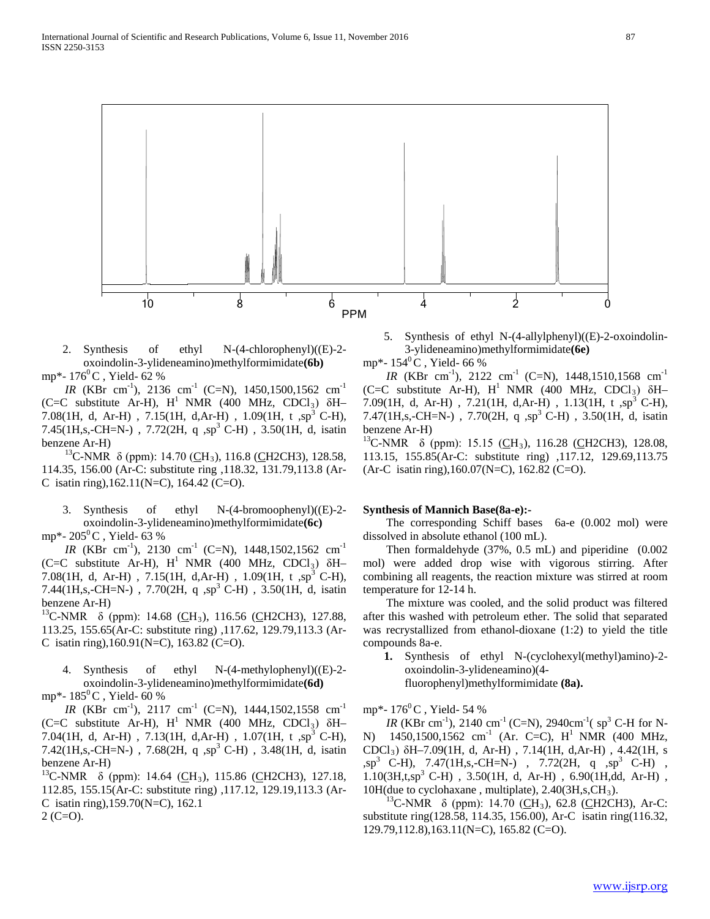2. Synthesis of ethyl N-(4-chlorophenyl)((E)-2-oxoindolin-3-ylideneamino)methylformimidate**(6b)**

mp*- 176$^0$C , Yield- 62 %

*IR* (KBr cm$^{-1}$), 2136 cm$^{-1}$ (C=N), 1450,1500,1562 cm$^{-1}$ (C=C substitute Ar-H), H$^1$ NMR (400 MHz, $CDCl_3$) δH–7.08(1H, d, Ar-H) , 7.15(1H, d,Ar-H) , 1.09(1H, t ,sp$^3$ C-H), 7.45(1H,s,-CH=N-) , 7.72(2H, q ,sp$^3$ C-H) , 3.50(1H, d, isatin benzene Ar-H)

$^{13}$C-NMR δ (ppm): 14.70 ($\underline{C}H_3$), 116.8 ($\underline{C}$H2CH3), 128.58, 114.35, 156.00 (Ar-C: substitute ring ,118.32, 131.79,113.8 (Ar-C isatin ring),162.11(N=C), 164.42 (C=O).

3. Synthesis of ethyl N-(4-bromoophenyl)((E)-2-oxoindolin-3-ylideneamino)methylformimidate**(6c)**

mp*- 205$^0$C , Yield- 63 %

*IR* (KBr cm$^{-1}$), 2130 cm$^{-1}$ (C=N), 1448,1502,1562 cm$^{-1}$ (C=C substitute Ar-H), H$^1$ NMR (400 MHz, $CDCl_3$) δH–7.08(1H, d, Ar-H) , 7.15(1H, d,Ar-H) , 1.09(1H, t ,sp$^3$ C-H), 7.44(1H,s,-CH=N-) , 7.70(2H, q ,sp$^3$ C-H) , 3.50(1H, d, isatin benzene Ar-H)

$^{13}$C-NMR δ (ppm): 14.68 ($\underline{C}H_3$), 116.56 ($\underline{C}$H2CH3), 127.88, 113.25, 155.65(Ar-C: substitute ring) ,117.62, 129.79,113.3 (Ar-C isatin ring),160.91(N=C), 163.82 (C=O).

4. Synthesis of ethyl N-(4-methylophenyl)((E)-2-oxoindolin-3-ylideneamino)methylformimidate**(6d)**

mp*- 185$^0$C , Yield- 60 %

*IR* (KBr cm$^{-1}$), 2117 cm$^{-1}$ (C=N), 1444,1502,1558 cm$^{-1}$ (C=C substitute Ar-H), H$^1$ NMR (400 MHz, $CDCl_3$) δH–7.04(1H, d, Ar-H) , 7.13(1H, d,Ar-H) , 1.07(1H, t ,sp$^3$ C-H), 7.42(1H,s,-CH=N-) , 7.68(2H, q ,sp$^3$ C-H) , 3.48(1H, d, isatin benzene Ar-H)

$^{13}$C-NMR δ (ppm): 14.64 ($\underline{C}H_3$), 115.86 ($\underline{C}$H2CH3), 127.18, 112.85, 155.15(Ar-C: substitute ring) ,117.12, 129.19,113.3 (Ar-C isatin ring),159.70(N=C), 162.1
2 (C=O).

5. Synthesis of ethyl N-(4-allylphenyl)((E)-2-oxoindolin-3-ylideneamino)methylformimidate**(6e)**

mp*- 154$^0$C , Yield- 66 %

*IR* (KBr cm$^{-1}$), 2122 cm$^{-1}$ (C=N), 1448,1510,1568 cm$^{-1}$ (C=C substitute Ar-H), H$^1$ NMR (400 MHz, $CDCl_3$) δH–7.09(1H, d, Ar-H) , 7.21(1H, d,Ar-H) , 1.13(1H, t ,sp$^3$ C-H), 7.47(1H,s,-CH=N-) , 7.70(2H, q ,sp$^3$ C-H) , 3.50(1H, d, isatin benzene Ar-H)

$^{13}$C-NMR δ (ppm): 15.15 ($\underline{C}H_3$), 116.28 ($\underline{C}$H2CH3), 128.08, 113.15, 155.85(Ar-C: substitute ring) ,117.12, 129.69,113.75 (Ar-C isatin ring),160.07(N=C), 162.82 (C=O).

**Synthesis of Mannich Base(8a-e):-**

The corresponding Schiff bases 6a-e (0.002 mol) were dissolved in absolute ethanol (100 mL).

Then formaldehyde (37%, 0.5 mL) and piperidine (0.002 mol) were added drop wise with vigorous stirring. After combining all reagents, the reaction mixture was stirred at room temperature for 12-14 h.

The mixture was cooled, and the solid product was filtered after this washed with petroleum ether. The solid that separated was recrystallized from ethanol-dioxane (1:2) to yield the title compounds 8a-e.

**1.** Synthesis of ethyl N-(cyclohexyl(methyl)amino)-2-oxoindolin-3-ylideneamino)(4-fluorophenyl)methylformimidate **(8a).**

mp*- 176$^0$C , Yield- 54 %

*IR* (KBr cm$^{-1}$), 2140 cm$^{-1}$ (C=N), 2940cm$^{-1}$( sp$^3$ C-H for N-N) 1450,1500,1562 cm$^{-1}$ (Ar. C=C), H$^1$ NMR (400 MHz, $CDCl_3$) δH–7.09(1H, d, Ar-H) , 7.14(1H, d,Ar-H) , 4.42(1H, s ,sp$^3$ C-H), 7.47(1H,s,-CH=N-) , 7.72(2H, q ,sp$^3$ C-H) , 1.10(3H,t,sp$^3$ C-H) , 3.50(1H, d, Ar-H) , 6.90(1H,dd, Ar-H) , 10H(due to cyclohaxane , multiplate), 2.40(3H,s,$CH_3$).

$^{13}$C-NMR δ (ppm): 14.70 ($\underline{C}H_3$), 62.8 ($\underline{C}$H2CH3), Ar-C: substitute ring(128.58, 114.35, 156.00), Ar-C isatin ring(116.32, 129.79,112.8),163.11(N=C), 165.82 (C=O).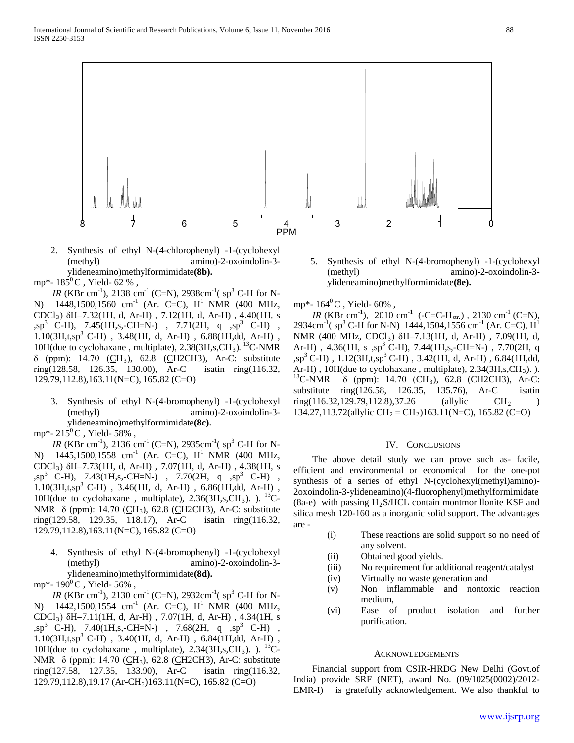2. Synthesis of ethyl N-(4-chlorophenyl) -1-(cyclohexyl (methyl) amino)-2-oxoindolin-3-ylideneamino)methylformimidate**(8b).**

mp*- $185^0$C , Yield- 62 % ,

*IR* (KBr $cm^{-1}$), 2138 $cm^{-1}$ (C=N), 2938$cm^{-1}$( $sp^3$ C-H for N-N) 1448,1500,1560 $cm^{-1}$ (Ar. C=C), $H^1$ NMR (400 MHz, $CDCl_3$) δH–7.32(1H, d, Ar-H) , 7.12(1H, d, Ar-H) , 4.40(1H, s ,$sp^3$ C-H), 7.45(1H,s,-CH=N-) , 7.71(2H, q ,$sp^3$ C-H) , 1.10(3H,t,$sp^3$ C-H) , 3.48(1H, d, Ar-H) , 6.88(1H,dd, Ar-H) , 10H(due to cyclohaxane , multiplate), 2.38(3H,s,$CH_3$). $^{13}$C-NMR δ (ppm): 14.70 ($\underline{C}H_3$), 62.8 ($\underline{C}$H2CH3), Ar-C: substitute ring(128.58, 126.35, 130.00), Ar-C isatin ring(116.32, 129.79,112.8),163.11(N=C), 165.82 (C=O)

3. Synthesis of ethyl N-(4-bromophenyl) -1-(cyclohexyl (methyl) amino)-2-oxoindolin-3-ylideneamino)methylformimidate**(8c).**

mp*- $215^0$C , Yield- 58% ,

*IR* (KBr $cm^{-1}$), 2136 $cm^{-1}$ (C=N), 2935$cm^{-1}$( $sp^3$ C-H for N-N) 1445,1500,1558 $cm^{-1}$ (Ar. C=C), $H^1$ NMR (400 MHz, $CDCl_3$) δH–7.73(1H, d, Ar-H) , 7.07(1H, d, Ar-H) , 4.38(1H, s ,$sp^3$ C-H), 7.43(1H,s,-CH=N-) , 7.70(2H, q ,$sp^3$ C-H) , 1.10(3H,t,$sp^3$ C-H) , 3.46(1H, d, Ar-H) , 6.86(1H,dd, Ar-H) , 10H(due to cyclohaxane , multiplate), 2.36(3H,s,$CH_3$). ). $^{13}$C-NMR δ (ppm): 14.70 ($\underline{C}H_3$), 62.8 ($\underline{C}$H2CH3), Ar-C: substitute ring(129.58, 129.35, 118.17), Ar-C isatin ring(116.32, 129.79,112.8),163.11(N=C), 165.82 (C=O)

4. Synthesis of ethyl N-(4-bromophenyl) -1-(cyclohexyl (methyl) amino)-2-oxoindolin-3-ylideneamino)methylformimidate**(8d).**

mp*- $190^0$C , Yield- 56% ,

*IR* (KBr $cm^{-1}$), 2130 $cm^{-1}$ (C=N), 2932$cm^{-1}$( $sp^3$ C-H for N-N) 1442,1500,1554 $cm^{-1}$ (Ar. C=C), $H^1$ NMR (400 MHz, $CDCl_3$) δH–7.11(1H, d, Ar-H) , 7.07(1H, d, Ar-H) , 4.34(1H, s ,$sp^3$ C-H), 7.40(1H,s,-CH=N-) , 7.68(2H, q ,$sp^3$ C-H) , 1.10(3H,t,$sp^3$ C-H) , 3.40(1H, d, Ar-H) , 6.84(1H,dd, Ar-H) , 10H(due to cyclohaxane , multiplate), 2.34(3H,s,$CH_3$). ). $^{13}$C-NMR δ (ppm): 14.70 ($\underline{C}H_3$), 62.8 ($\underline{C}$H2CH3), Ar-C: substitute ring(127.58, 127.35, 133.90), Ar-C isatin ring(116.32, 129.79,112.8),19.17 (Ar-$CH_3$)163.11(N=C), 165.82 (C=O)

5. Synthesis of ethyl N-(4-bromophenyl) -1-(cyclohexyl (methyl) amino)-2-oxoindolin-3-ylideneamino)methylformimidate**(8e).**

mp*- $164^0$C , Yield- 60% ,

*IR* (KBr $cm^{-1}$), 2010 $cm^{-1}$ (-C=C-$H_{str.}$) , 2130 $cm^{-1}$ (C=N), 2934$cm^{-1}$( $sp^3$ C-H for N-N) 1444,1504,1556 $cm^{-1}$ (Ar. C=C), $H^1$ NMR (400 MHz, $CDCl_3$) δH–7.13(1H, d, Ar-H) , 7.09(1H, d, Ar-H) , 4.36(1H, s ,$sp^3$ C-H), 7.44(1H,s,-CH=N-) , 7.70(2H, q ,$sp^3$ C-H) , 1.12(3H,t,$sp^3$ C-H) , 3.42(1H, d, Ar-H) , 6.84(1H,dd, Ar-H) , 10H(due to cyclohaxane , multiplate), 2.34(3H,s,$CH_3$). ). $^{13}$C-NMR δ (ppm): 14.70 ($\underline{C}H_3$), 62.8 ($\underline{C}$H2CH3), Ar-C: substitute ring(126.58, 126.35, 135.76), Ar-C isatin ring(116.32,129.79,112.8),37.26 (allylic $CH_2$ ) 134.27,113.72(allylic $CH_2 = CH_2$)163.11(N=C), 165.82 (C=O)

## IV. Conclusions

The above detail study we can prove such as- facile, efficient and environmental or economical for the one-pot synthesis of a series of ethyl N-(cyclohexyl(methyl)amino)-2oxoindolin-3-ylideneamino)(4-fluorophenyl)methylformimidate (8a-e) with passing $H_2S$/HCL contain montmorillonite KSF and silica mesh 120-160 as a inorganic solid support. The advantages are -

(i) These reactions are solid support so no need of any solvent.
(ii) Obtained good yields.
(iii) No requirement for additional reagent/catalyst
(iv) Virtually no waste generation and
(v) Non inflammable and nontoxic reaction medium,
(vi) Ease of product isolation and further purification.

## Acknowledgements

Financial support from CSIR-HRDG New Delhi (Govt.of India) provide SRF (NET), award No. (09/1025(0002)/2012-EMR-I) is gratefully acknowledgement. We also thankful to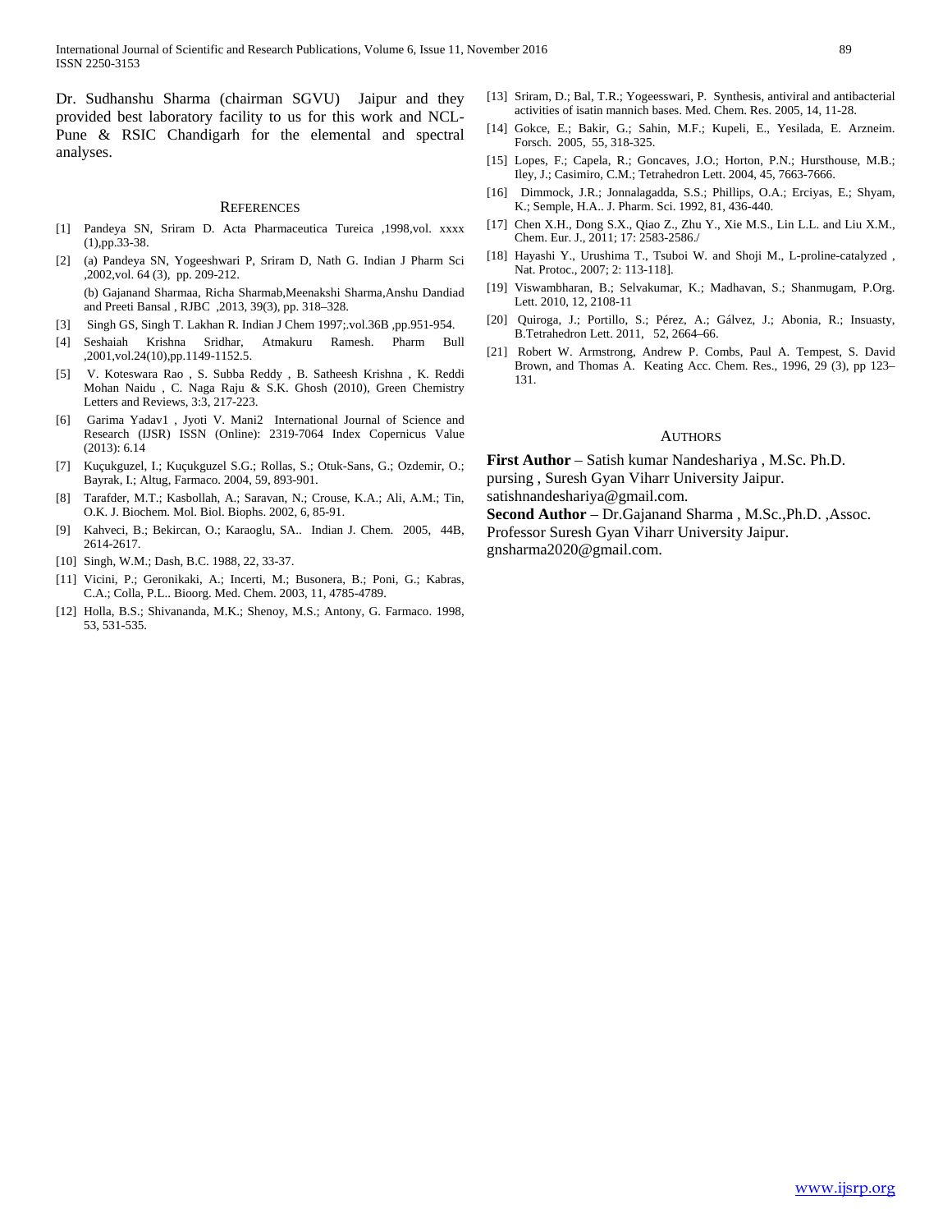Dr. Sudhanshu Sharma (chairman SGVU) Jaipur and they provided best laboratory facility to us for this work and NCL-Pune & RSIC Chandigarh for the elemental and spectral analyses.

## REFERENCES

[1] Pandeya SN, Sriram D. Acta Pharmaceutica Tureica ,1998,vol. xxxx (1),pp.33-38.

[2] (a) Pandeya SN, Yogeeshwari P, Sriram D, Nath G. Indian J Pharm Sci ,2002,vol. 64 (3), pp. 209-212.

(b) Gajanand Sharmaa, Richa Sharmab,Meenakshi Sharma,Anshu Dandiad and Preeti Bansal , RJBC ,2013, 39(3), pp. 318–328.

[3] Singh GS, Singh T. Lakhan R. Indian J Chem 1997;.vol.36B ,pp.951-954.

[4] Seshaiah Krishna Sridhar, Atmakuru Ramesh. Pharm Bull ,2001,vol.24(10),pp.1149-1152.5.

[5] V. Koteswara Rao , S. Subba Reddy , B. Satheesh Krishna , K. Reddi Mohan Naidu , C. Naga Raju & S.K. Ghosh (2010), Green Chemistry Letters and Reviews, 3:3, 217-223.

[6] Garima Yadav1 , Jyoti V. Mani2 International Journal of Science and Research (IJSR) ISSN (Online): 2319-7064 Index Copernicus Value (2013): 6.14

[7] Kuçukguzel, I.; Kuçukguzel S.G.; Rollas, S.; Otuk-Sans, G.; Ozdemir, O.; Bayrak, I.; Altug, Farmaco. 2004, 59, 893-901.

[8] Tarafder, M.T.; Kasbollah, A.; Saravan, N.; Crouse, K.A.; Ali, A.M.; Tin, O.K. J. Biochem. Mol. Biol. Biophs. 2002, 6, 85-91.

[9] Kahveci, B.; Bekircan, O.; Karaoglu, SA.. Indian J. Chem. 2005, 44B, 2614-2617.

[10] Singh, W.M.; Dash, B.C. 1988, 22, 33-37.

[11] Vicini, P.; Geronikaki, A.; Incerti, M.; Busonera, B.; Poni, G.; Kabras, C.A.; Colla, P.L.. Bioorg. Med. Chem. 2003, 11, 4785-4789.

[12] Holla, B.S.; Shivananda, M.K.; Shenoy, M.S.; Antony, G. Farmaco. 1998, 53, 531-535.

[13] Sriram, D.; Bal, T.R.; Yogeesswari, P. Synthesis, antiviral and antibacterial activities of isatin mannich bases. Med. Chem. Res. 2005, 14, 11-28.

[14] Gokce, E.; Bakir, G.; Sahin, M.F.; Kupeli, E., Yesilada, E. Arzneim. Forsch. 2005, 55, 318-325.

[15] Lopes, F.; Capela, R.; Goncaves, J.O.; Horton, P.N.; Hursthouse, M.B.; Iley, J.; Casimiro, C.M.; Tetrahedron Lett. 2004, 45, 7663-7666.

[16] Dimmock, J.R.; Jonnalagadda, S.S.; Phillips, O.A.; Erciyas, E.; Shyam, K.; Semple, H.A.. J. Pharm. Sci. 1992, 81, 436-440.

[17] Chen X.H., Dong S.X., Qiao Z., Zhu Y., Xie M.S., Lin L.L. and Liu X.M., Chem. Eur. J., 2011; 17: 2583-2586./

[18] Hayashi Y., Urushima T., Tsuboi W. and Shoji M., L-proline-catalyzed , Nat. Protoc., 2007; 2: 113-118].

[19] Viswambharan, B.; Selvakumar, K.; Madhavan, S.; Shanmugam, P.Org. Lett. 2010, 12, 2108-11

[20] Quiroga, J.; Portillo, S.; Pérez, A.; Gálvez, J.; Abonia, R.; Insuasty, B.Tetrahedron Lett. 2011, 52, 2664–66.

[21] Robert W. Armstrong, Andrew P. Combs, Paul A. Tempest, S. David Brown, and Thomas A. Keating Acc. Chem. Res., 1996, 29 (3), pp 123–131.

## AUTHORS

**First Author** – Satish kumar Nandeshariya , M.Sc. Ph.D. pursing , Suresh Gyan Viharr University Jaipur. satishnandeshariya@gmail.com.

**Second Author** – Dr.Gajanand Sharma , M.Sc.,Ph.D. ,Assoc. Professor Suresh Gyan Viharr University Jaipur. gnsharma2020@gmail.com.